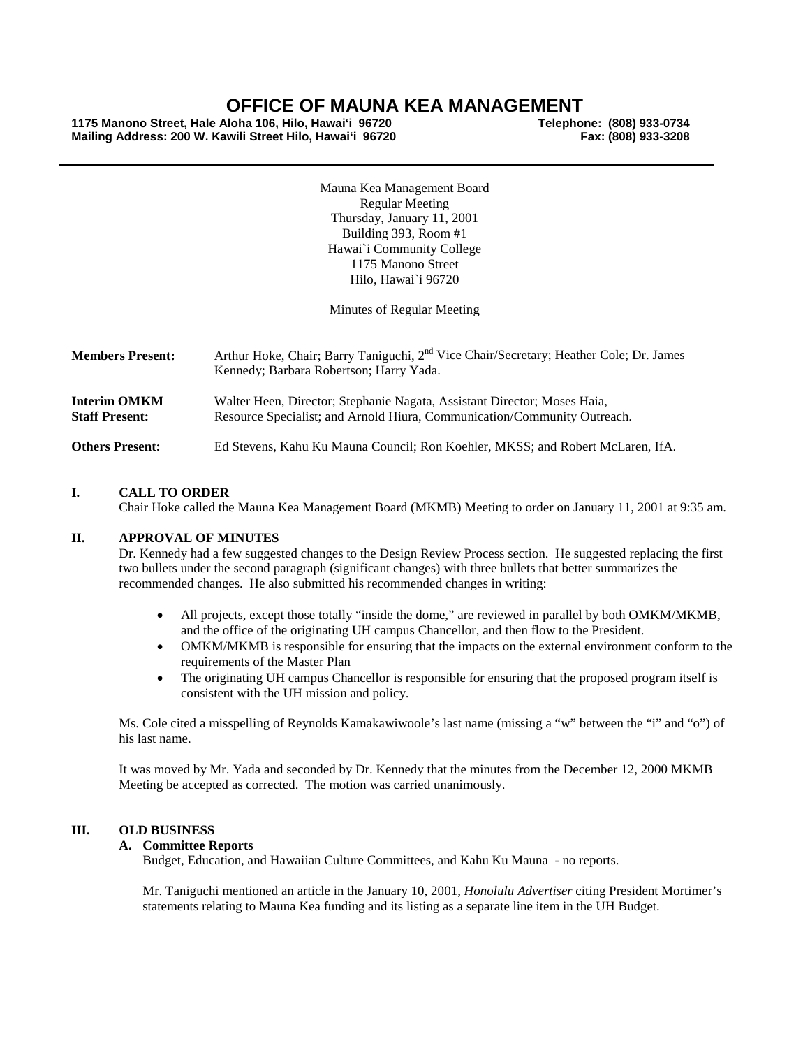# OFFICE OF MAUNA KEA MANAGEMENT

**1175 Manono Street, Hale Aloha 106, Hilo, Hawai'i 96720** **Telephone: (808) 933-0734**
**Mailing Address: 200 W. Kawili Street Hilo, Hawai'i 96720** **Fax: (808) 933-3208**

---

Mauna Kea Management Board
Regular Meeting
Thursday, January 11, 2001
Building 393, Room #1
Hawai`i Community College
1175 Manono Street
Hilo, Hawai`i 96720

Minutes of Regular Meeting

**Members Present:** Arthur Hoke, Chair; Barry Taniguchi, 2nd Vice Chair/Secretary; Heather Cole; Dr. James Kennedy; Barbara Robertson; Harry Yada.

**Interim OMKM Staff Present:** Walter Heen, Director; Stephanie Nagata, Assistant Director; Moses Haia, Resource Specialist; and Arnold Hiura, Communication/Community Outreach.

**Others Present:** Ed Stevens, Kahu Ku Mauna Council; Ron Koehler, MKSS; and Robert McLaren, IfA.

## I. CALL TO ORDER

Chair Hoke called the Mauna Kea Management Board (MKMB) Meeting to order on January 11, 2001 at 9:35 am.

## II. APPROVAL OF MINUTES

Dr. Kennedy had a few suggested changes to the Design Review Process section. He suggested replacing the first two bullets under the second paragraph (significant changes) with three bullets that better summarizes the recommended changes. He also submitted his recommended changes in writing:

- All projects, except those totally "inside the dome," are reviewed in parallel by both OMKM/MKMB, and the office of the originating UH campus Chancellor, and then flow to the President.
- OMKM/MKMB is responsible for ensuring that the impacts on the external environment conform to the requirements of the Master Plan
- The originating UH campus Chancellor is responsible for ensuring that the proposed program itself is consistent with the UH mission and policy.

Ms. Cole cited a misspelling of Reynolds Kamakawiwoole's last name (missing a "w" between the "i" and "o") of his last name.

It was moved by Mr. Yada and seconded by Dr. Kennedy that the minutes from the December 12, 2000 MKMB Meeting be accepted as corrected. The motion was carried unanimously.

## III. OLD BUSINESS

### A. Committee Reports

Budget, Education, and Hawaiian Culture Committees, and Kahu Ku Mauna - no reports.

Mr. Taniguchi mentioned an article in the January 10, 2001, *Honolulu Advertiser* citing President Mortimer's statements relating to Mauna Kea funding and its listing as a separate line item in the UH Budget.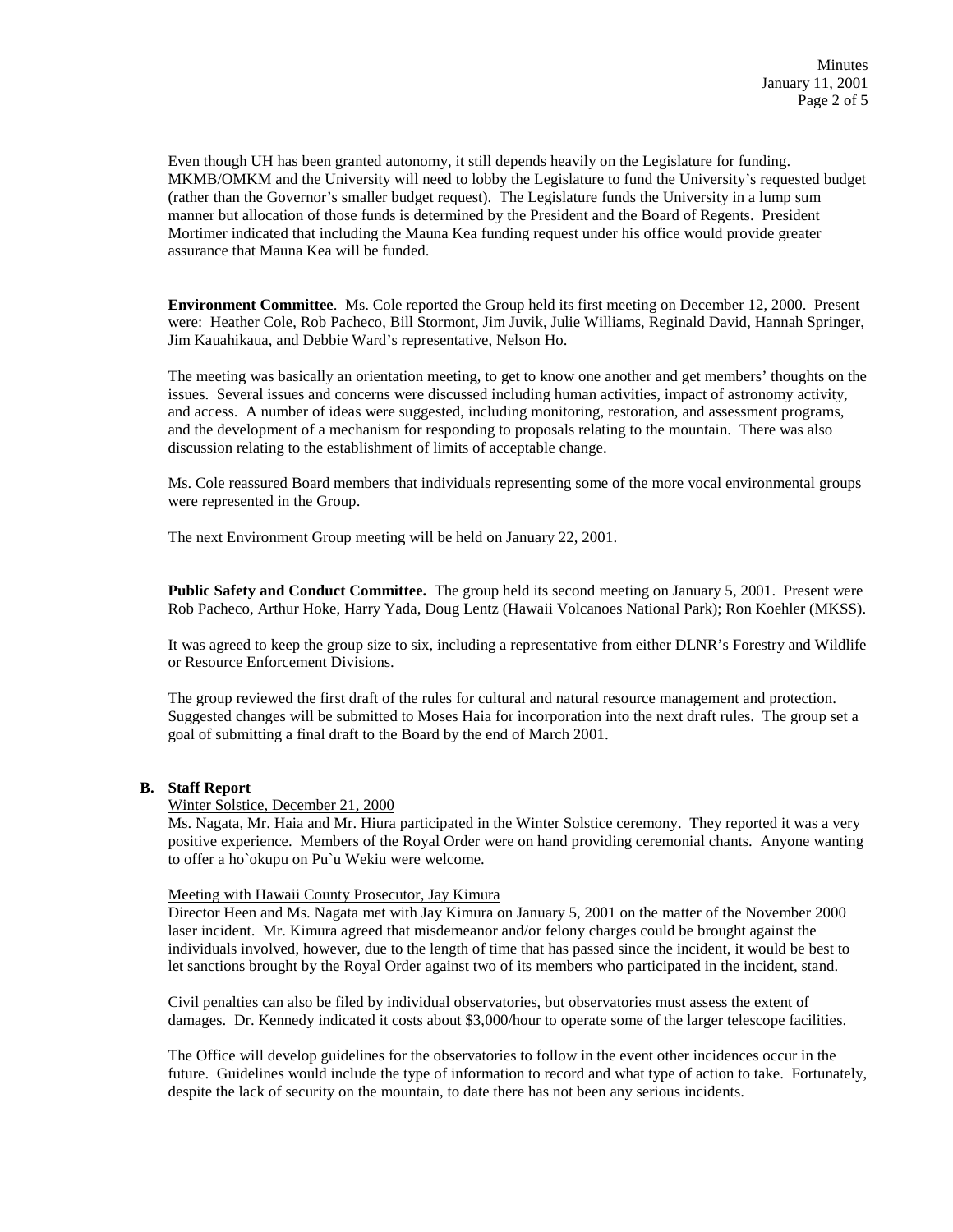Even though UH has been granted autonomy, it still depends heavily on the Legislature for funding. MKMB/OMKM and the University will need to lobby the Legislature to fund the University's requested budget (rather than the Governor's smaller budget request). The Legislature funds the University in a lump sum manner but allocation of those funds is determined by the President and the Board of Regents. President Mortimer indicated that including the Mauna Kea funding request under his office would provide greater assurance that Mauna Kea will be funded.

**Environment Committee**. Ms. Cole reported the Group held its first meeting on December 12, 2000. Present were: Heather Cole, Rob Pacheco, Bill Stormont, Jim Juvik, Julie Williams, Reginald David, Hannah Springer, Jim Kauahikaua, and Debbie Ward's representative, Nelson Ho.

The meeting was basically an orientation meeting, to get to know one another and get members' thoughts on the issues. Several issues and concerns were discussed including human activities, impact of astronomy activity, and access. A number of ideas were suggested, including monitoring, restoration, and assessment programs, and the development of a mechanism for responding to proposals relating to the mountain. There was also discussion relating to the establishment of limits of acceptable change.

Ms. Cole reassured Board members that individuals representing some of the more vocal environmental groups were represented in the Group.

The next Environment Group meeting will be held on January 22, 2001.

**Public Safety and Conduct Committee.** The group held its second meeting on January 5, 2001. Present were Rob Pacheco, Arthur Hoke, Harry Yada, Doug Lentz (Hawaii Volcanoes National Park); Ron Koehler (MKSS).

It was agreed to keep the group size to six, including a representative from either DLNR's Forestry and Wildlife or Resource Enforcement Divisions.

The group reviewed the first draft of the rules for cultural and natural resource management and protection. Suggested changes will be submitted to Moses Haia for incorporation into the next draft rules. The group set a goal of submitting a final draft to the Board by the end of March 2001.

**B. Staff Report**

Winter Solstice, December 21, 2000

Ms. Nagata, Mr. Haia and Mr. Hiura participated in the Winter Solstice ceremony. They reported it was a very positive experience. Members of the Royal Order were on hand providing ceremonial chants. Anyone wanting to offer a ho`okupu on Pu`u Wekiu were welcome.

Meeting with Hawaii County Prosecutor, Jay Kimura

Director Heen and Ms. Nagata met with Jay Kimura on January 5, 2001 on the matter of the November 2000 laser incident. Mr. Kimura agreed that misdemeanor and/or felony charges could be brought against the individuals involved, however, due to the length of time that has passed since the incident, it would be best to let sanctions brought by the Royal Order against two of its members who participated in the incident, stand.

Civil penalties can also be filed by individual observatories, but observatories must assess the extent of damages. Dr. Kennedy indicated it costs about $3,000/hour to operate some of the larger telescope facilities.

The Office will develop guidelines for the observatories to follow in the event other incidences occur in the future. Guidelines would include the type of information to record and what type of action to take. Fortunately, despite the lack of security on the mountain, to date there has not been any serious incidents.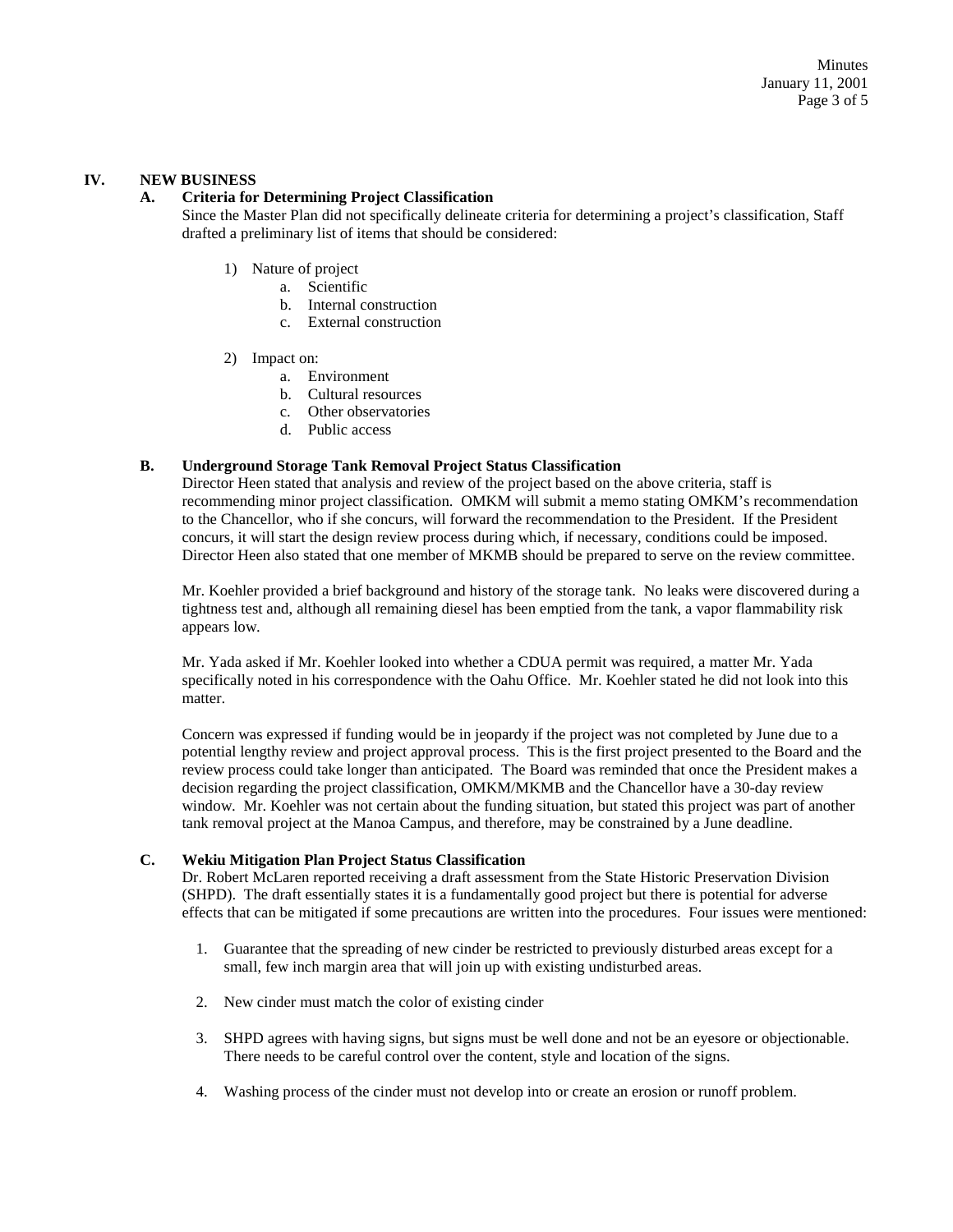## IV. NEW BUSINESS

### A. Criteria for Determining Project Classification

Since the Master Plan did not specifically delineate criteria for determining a project's classification, Staff drafted a preliminary list of items that should be considered:

1) Nature of project
   a. Scientific
   b. Internal construction
   c. External construction

2) Impact on:
   a. Environment
   b. Cultural resources
   c. Other observatories
   d. Public access

### B. Underground Storage Tank Removal Project Status Classification

Director Heen stated that analysis and review of the project based on the above criteria, staff is recommending minor project classification. OMKM will submit a memo stating OMKM's recommendation to the Chancellor, who if she concurs, will forward the recommendation to the President. If the President concurs, it will start the design review process during which, if necessary, conditions could be imposed. Director Heen also stated that one member of MKMB should be prepared to serve on the review committee.

Mr. Koehler provided a brief background and history of the storage tank. No leaks were discovered during a tightness test and, although all remaining diesel has been emptied from the tank, a vapor flammability risk appears low.

Mr. Yada asked if Mr. Koehler looked into whether a CDUA permit was required, a matter Mr. Yada specifically noted in his correspondence with the Oahu Office. Mr. Koehler stated he did not look into this matter.

Concern was expressed if funding would be in jeopardy if the project was not completed by June due to a potential lengthy review and project approval process. This is the first project presented to the Board and the review process could take longer than anticipated. The Board was reminded that once the President makes a decision regarding the project classification, OMKM/MKMB and the Chancellor have a 30-day review window. Mr. Koehler was not certain about the funding situation, but stated this project was part of another tank removal project at the Manoa Campus, and therefore, may be constrained by a June deadline.

### C. Wekiu Mitigation Plan Project Status Classification

Dr. Robert McLaren reported receiving a draft assessment from the State Historic Preservation Division (SHPD). The draft essentially states it is a fundamentally good project but there is potential for adverse effects that can be mitigated if some precautions are written into the procedures. Four issues were mentioned:

1. Guarantee that the spreading of new cinder be restricted to previously disturbed areas except for a small, few inch margin area that will join up with existing undisturbed areas.

2. New cinder must match the color of existing cinder

3. SHPD agrees with having signs, but signs must be well done and not be an eyesore or objectionable. There needs to be careful control over the content, style and location of the signs.

4. Washing process of the cinder must not develop into or create an erosion or runoff problem.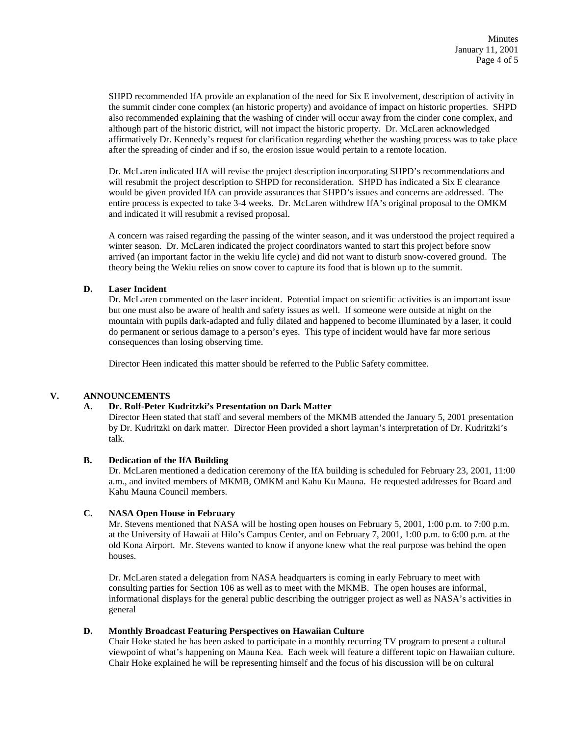SHPD recommended IfA provide an explanation of the need for Six E involvement, description of activity in the summit cinder cone complex (an historic property) and avoidance of impact on historic properties. SHPD also recommended explaining that the washing of cinder will occur away from the cinder cone complex, and although part of the historic district, will not impact the historic property. Dr. McLaren acknowledged affirmatively Dr. Kennedy's request for clarification regarding whether the washing process was to take place after the spreading of cinder and if so, the erosion issue would pertain to a remote location.

Dr. McLaren indicated IfA will revise the project description incorporating SHPD's recommendations and will resubmit the project description to SHPD for reconsideration. SHPD has indicated a Six E clearance would be given provided IfA can provide assurances that SHPD's issues and concerns are addressed. The entire process is expected to take 3-4 weeks. Dr. McLaren withdrew IfA's original proposal to the OMKM and indicated it will resubmit a revised proposal.

A concern was raised regarding the passing of the winter season, and it was understood the project required a winter season. Dr. McLaren indicated the project coordinators wanted to start this project before snow arrived (an important factor in the wekiu life cycle) and did not want to disturb snow-covered ground. The theory being the Wekiu relies on snow cover to capture its food that is blown up to the summit.

**D. Laser Incident**

Dr. McLaren commented on the laser incident. Potential impact on scientific activities is an important issue but one must also be aware of health and safety issues as well. If someone were outside at night on the mountain with pupils dark-adapted and fully dilated and happened to become illuminated by a laser, it could do permanent or serious damage to a person's eyes. This type of incident would have far more serious consequences than losing observing time.

Director Heen indicated this matter should be referred to the Public Safety committee.

## V. ANNOUNCEMENTS

**A. Dr. Rolf-Peter Kudritzki's Presentation on Dark Matter**

Director Heen stated that staff and several members of the MKMB attended the January 5, 2001 presentation by Dr. Kudritzki on dark matter. Director Heen provided a short layman's interpretation of Dr. Kudritzki's talk.

**B. Dedication of the IfA Building**

Dr. McLaren mentioned a dedication ceremony of the IfA building is scheduled for February 23, 2001, 11:00 a.m., and invited members of MKMB, OMKM and Kahu Ku Mauna. He requested addresses for Board and Kahu Mauna Council members.

**C. NASA Open House in February**

Mr. Stevens mentioned that NASA will be hosting open houses on February 5, 2001, 1:00 p.m. to 7:00 p.m. at the University of Hawaii at Hilo's Campus Center, and on February 7, 2001, 1:00 p.m. to 6:00 p.m. at the old Kona Airport. Mr. Stevens wanted to know if anyone knew what the real purpose was behind the open houses.

Dr. McLaren stated a delegation from NASA headquarters is coming in early February to meet with consulting parties for Section 106 as well as to meet with the MKMB. The open houses are informal, informational displays for the general public describing the outrigger project as well as NASA's activities in general

**D. Monthly Broadcast Featuring Perspectives on Hawaiian Culture**

Chair Hoke stated he has been asked to participate in a monthly recurring TV program to present a cultural viewpoint of what's happening on Mauna Kea. Each week will feature a different topic on Hawaiian culture. Chair Hoke explained he will be representing himself and the focus of his discussion will be on cultural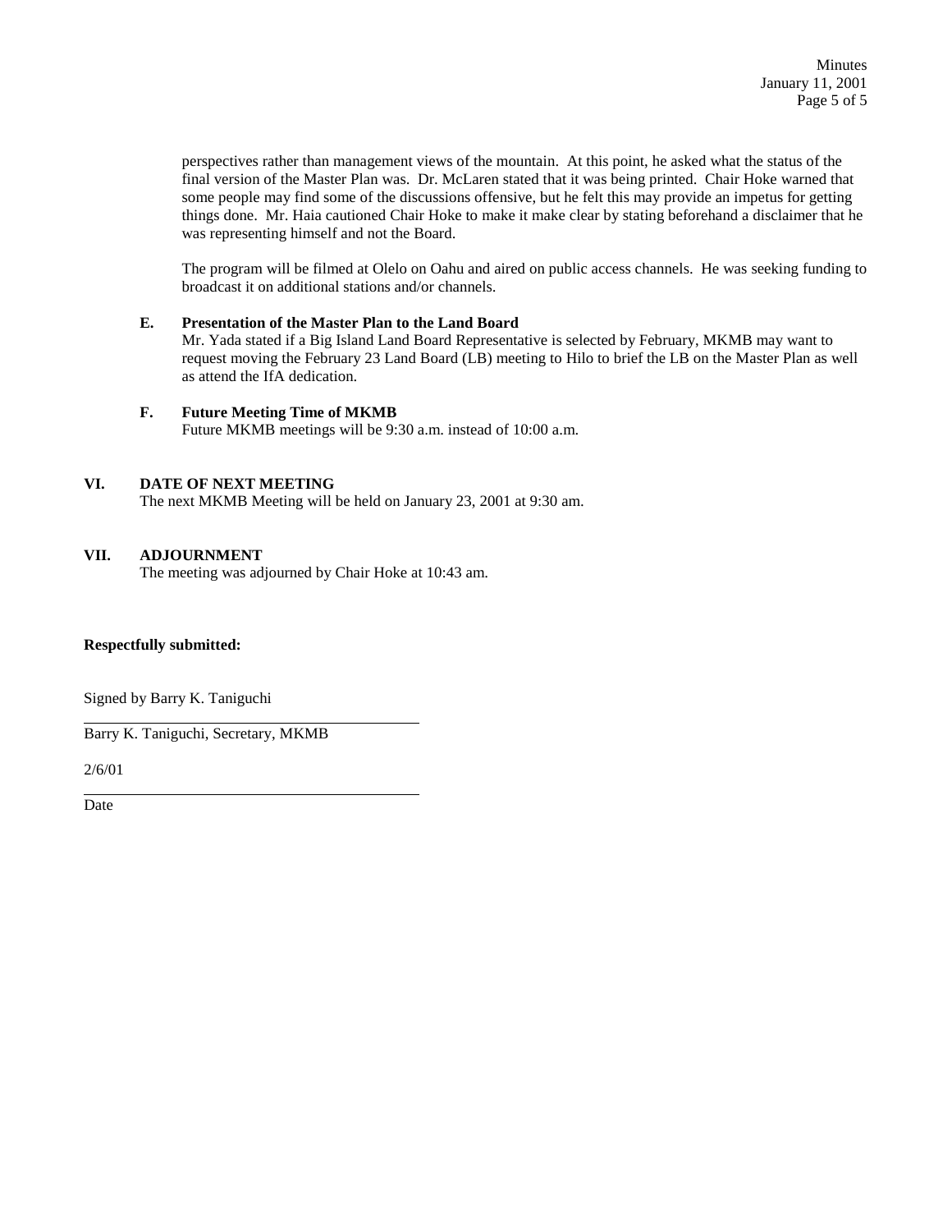perspectives rather than management views of the mountain. At this point, he asked what the status of the final version of the Master Plan was. Dr. McLaren stated that it was being printed. Chair Hoke warned that some people may find some of the discussions offensive, but he felt this may provide an impetus for getting things done. Mr. Haia cautioned Chair Hoke to make it make clear by stating beforehand a disclaimer that he was representing himself and not the Board.

The program will be filmed at Olelo on Oahu and aired on public access channels. He was seeking funding to broadcast it on additional stations and/or channels.

**E. Presentation of the Master Plan to the Land Board**

Mr. Yada stated if a Big Island Land Board Representative is selected by February, MKMB may want to request moving the February 23 Land Board (LB) meeting to Hilo to brief the LB on the Master Plan as well as attend the IfA dedication.

**F. Future Meeting Time of MKMB**

Future MKMB meetings will be 9:30 a.m. instead of 10:00 a.m.

## VI. DATE OF NEXT MEETING

The next MKMB Meeting will be held on January 23, 2001 at 9:30 am.

## VII. ADJOURNMENT

The meeting was adjourned by Chair Hoke at 10:43 am.

**Respectfully submitted:**

Signed by Barry K. Taniguchi

Barry K. Taniguchi, Secretary, MKMB

2/6/01

Date